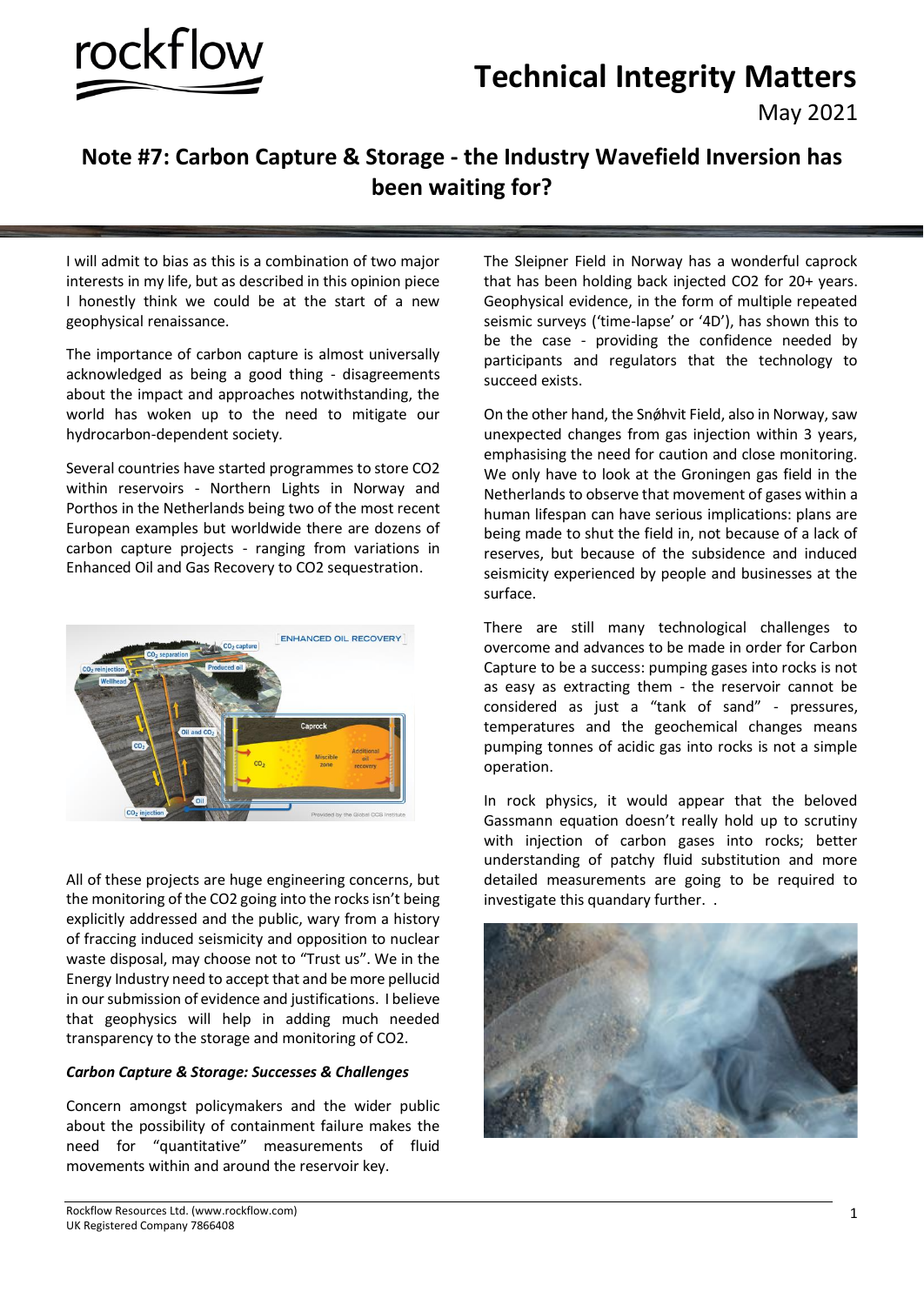# Technical Integrity Matters

May 2021

## Note #7: Carbon Capture & Storage - the Industry Wavefield Inversion has been waiting for?

I will admit to bias as this is a combination of two major interests in my life, but as described in this opinion piece I honestly think we could be at the start of a new geophysical renaissance.

The importance of carbon capture is almost universally acknowledged as being a good thing - disagreements about the impact and approaches notwithstanding, the world has woken up to the need to mitigate our hydrocarbon-dependent society.

Several countries have started programmes to store CO2 within reservoirs - Northern Lights in Norway and Porthos in the Netherlands being two of the most recent European examples but worldwide there are dozens of carbon capture projects - ranging from variations in Enhanced Oil and Gas Recovery to CO2 sequestration.

All of these projects are huge engineering concerns, but the monitoring of the CO2 going into the rocks isn't being explicitly addressed and the public, wary from a history of fraccing induced seismicity and opposition to nuclear waste disposal, may choose not to "Trust us". We in the Energy Industry need to accept that and be more pellucid in our submission of evidence and justifications. I believe that geophysics will help in adding much needed transparency to the storage and monitoring of CO2.

### *Carbon Capture & Storage: Successes & Challenges*

Concern amongst policymakers and the wider public about the possibility of containment failure makes the need for "quantitative" measurements of fluid movements within and around the reservoir key.

The Sleipner Field in Norway has a wonderful caprock that has been holding back injected CO2 for 20+ years. Geophysical evidence, in the form of multiple repeated seismic surveys ('time-lapse' or '4D'), has shown this to be the case - providing the confidence needed by participants and regulators that the technology to succeed exists.

On the other hand, the Snøhvit Field, also in Norway, saw unexpected changes from gas injection within 3 years, emphasising the need for caution and close monitoring. We only have to look at the Groningen gas field in the Netherlands to observe that movement of gases within a human lifespan can have serious implications: plans are being made to shut the field in, not because of a lack of reserves, but because of the subsidence and induced seismicity experienced by people and businesses at the surface.

There are still many technological challenges to overcome and advances to be made in order for Carbon Capture to be a success: pumping gases into rocks is not as easy as extracting them - the reservoir cannot be considered as just a "tank of sand" - pressures, temperatures and the geochemical changes means pumping tonnes of acidic gas into rocks is not a simple operation.

In rock physics, it would appear that the beloved Gassmann equation doesn't really hold up to scrutiny with injection of carbon gases into rocks; better understanding of patchy fluid substitution and more detailed measurements are going to be required to investigate this quandary further. .

Rockflow Resources Ltd. (www.rockflow.com)
UK Registered Company 7866408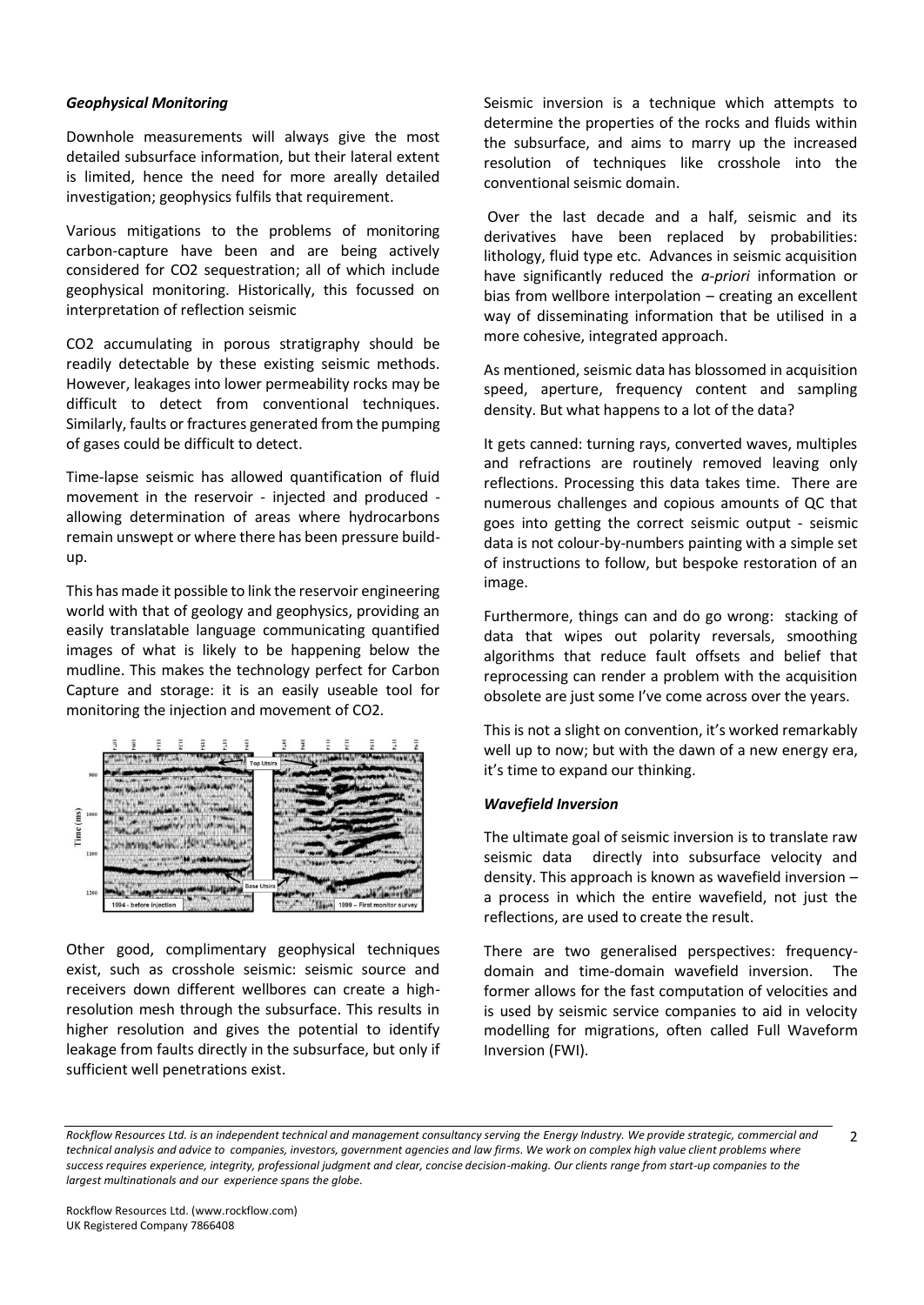### *Geophysical Monitoring*

Downhole measurements will always give the most detailed subsurface information, but their lateral extent is limited, hence the need for more areally detailed investigation; geophysics fulfils that requirement.

Various mitigations to the problems of monitoring carbon-capture have been and are being actively considered for $CO2$ sequestration; all of which include geophysical monitoring. Historically, this focussed on interpretation of reflection seismic

$CO2$ accumulating in porous stratigraphy should be readily detectable by these existing seismic methods. However, leakages into lower permeability rocks may be difficult to detect from conventional techniques. Similarly, faults or fractures generated from the pumping of gases could be difficult to detect.

Time-lapse seismic has allowed quantification of fluid movement in the reservoir - injected and produced - allowing determination of areas where hydrocarbons remain unswept or where there has been pressure build-up.

This has made it possible to link the reservoir engineering world with that of geology and geophysics, providing an easily translatable language communicating quantified images of what is likely to be happening below the mudline. This makes the technology perfect for Carbon Capture and storage: it is an easily useable tool for monitoring the injection and movement of $CO2$.

Other good, complimentary geophysical techniques exist, such as crosshole seismic: seismic source and receivers down different wellbores can create a high-resolution mesh through the subsurface. This results in higher resolution and gives the potential to identify leakage from faults directly in the subsurface, but only if sufficient well penetrations exist.

Seismic inversion is a technique which attempts to determine the properties of the rocks and fluids within the subsurface, and aims to marry up the increased resolution of techniques like crosshole into the conventional seismic domain.

Over the last decade and a half, seismic and its derivatives have been replaced by probabilities: lithology, fluid type etc. Advances in seismic acquisition have significantly reduced the *a-priori* information or bias from wellbore interpolation – creating an excellent way of disseminating information that be utilised in a more cohesive, integrated approach.

As mentioned, seismic data has blossomed in acquisition speed, aperture, frequency content and sampling density. But what happens to a lot of the data?

It gets canned: turning rays, converted waves, multiples and refractions are routinely removed leaving only reflections. Processing this data takes time. There are numerous challenges and copious amounts of QC that goes into getting the correct seismic output - seismic data is not colour-by-numbers painting with a simple set of instructions to follow, but bespoke restoration of an image.

Furthermore, things can and do go wrong: stacking of data that wipes out polarity reversals, smoothing algorithms that reduce fault offsets and belief that reprocessing can render a problem with the acquisition obsolete are just some I've come across over the years.

This is not a slight on convention, it's worked remarkably well up to now; but with the dawn of a new energy era, it's time to expand our thinking.

### *Wavefield Inversion*

The ultimate goal of seismic inversion is to translate raw seismic data directly into subsurface velocity and density. This approach is known as wavefield inversion – a process in which the entire wavefield, not just the reflections, are used to create the result.

There are two generalised perspectives: frequency-domain and time-domain wavefield inversion. The former allows for the fast computation of velocities and is used by seismic service companies to aid in velocity modelling for migrations, often called Full Waveform Inversion (FWI).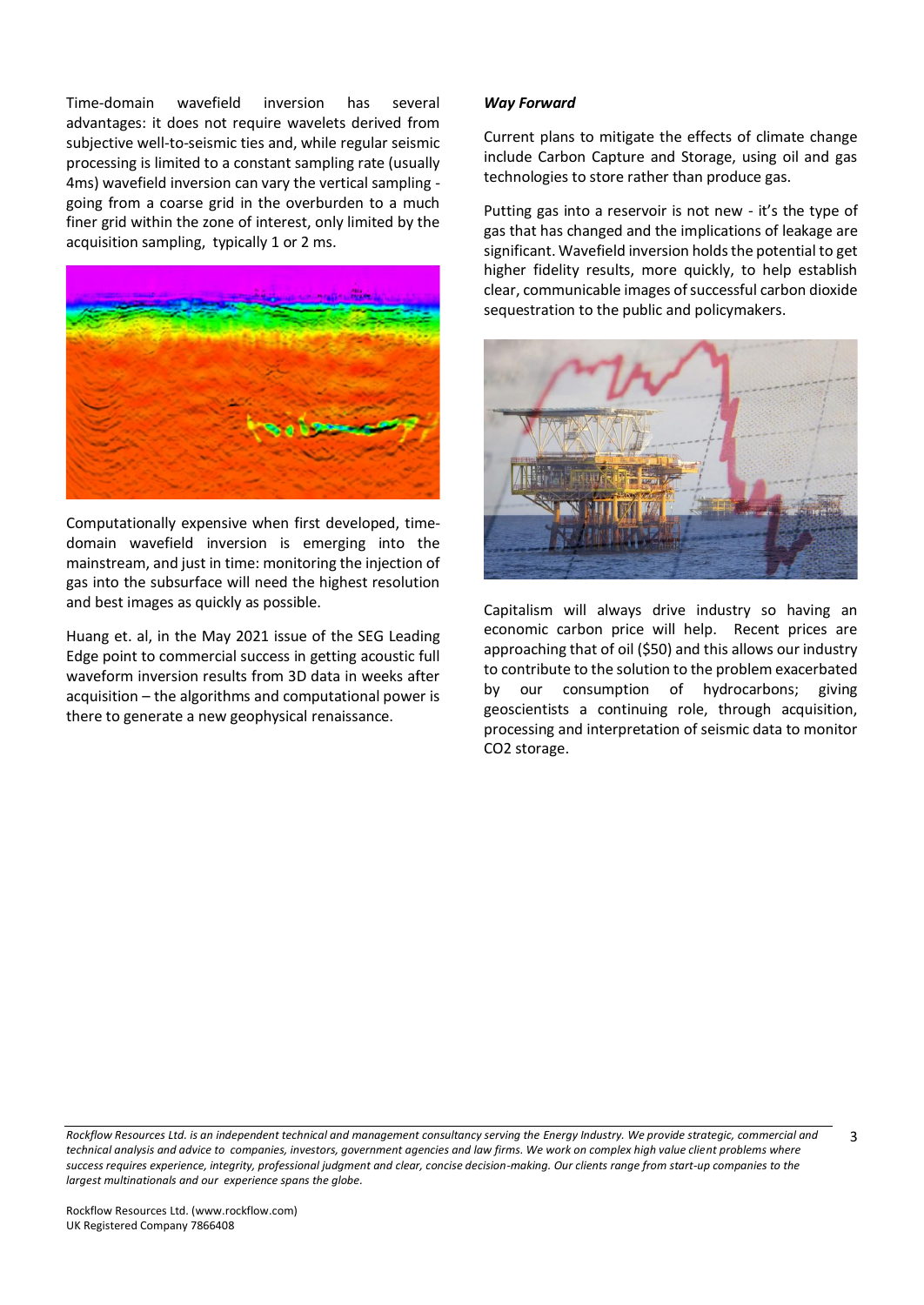Time-domain wavefield inversion has several advantages: it does not require wavelets derived from subjective well-to-seismic ties and, while regular seismic processing is limited to a constant sampling rate (usually 4ms) wavefield inversion can vary the vertical sampling - going from a coarse grid in the overburden to a much finer grid within the zone of interest, only limited by the acquisition sampling, typically 1 or 2 ms.

Computationally expensive when first developed, time-domain wavefield inversion is emerging into the mainstream, and just in time: monitoring the injection of gas into the subsurface will need the highest resolution and best images as quickly as possible.

Huang et. al, in the May 2021 issue of the SEG Leading Edge point to commercial success in getting acoustic full waveform inversion results from 3D data in weeks after acquisition – the algorithms and computational power is there to generate a new geophysical renaissance.

***Way Forward***

Current plans to mitigate the effects of climate change include Carbon Capture and Storage, using oil and gas technologies to store rather than produce gas.

Putting gas into a reservoir is not new - it's the type of gas that has changed and the implications of leakage are significant. Wavefield inversion holds the potential to get higher fidelity results, more quickly, to help establish clear, communicable images of successful carbon dioxide sequestration to the public and policymakers.

Capitalism will always drive industry so having an economic carbon price will help. Recent prices are approaching that of oil ($50) and this allows our industry to contribute to the solution to the problem exacerbated by our consumption of hydrocarbons; giving geoscientists a continuing role, through acquisition, processing and interpretation of seismic data to monitor $CO_2$ storage.

*Rockflow Resources Ltd. is an independent technical and management consultancy serving the Energy Industry. We provide strategic, commercial and technical analysis and advice to companies, investors, government agencies and law firms. We work on complex high value client problems where success requires experience, integrity, professional judgment and clear, concise decision-making. Our clients range from start-up companies to the largest multinationals and our experience spans the globe.*

Rockflow Resources Ltd. (www.rockflow.com)
UK Registered Company 7866408